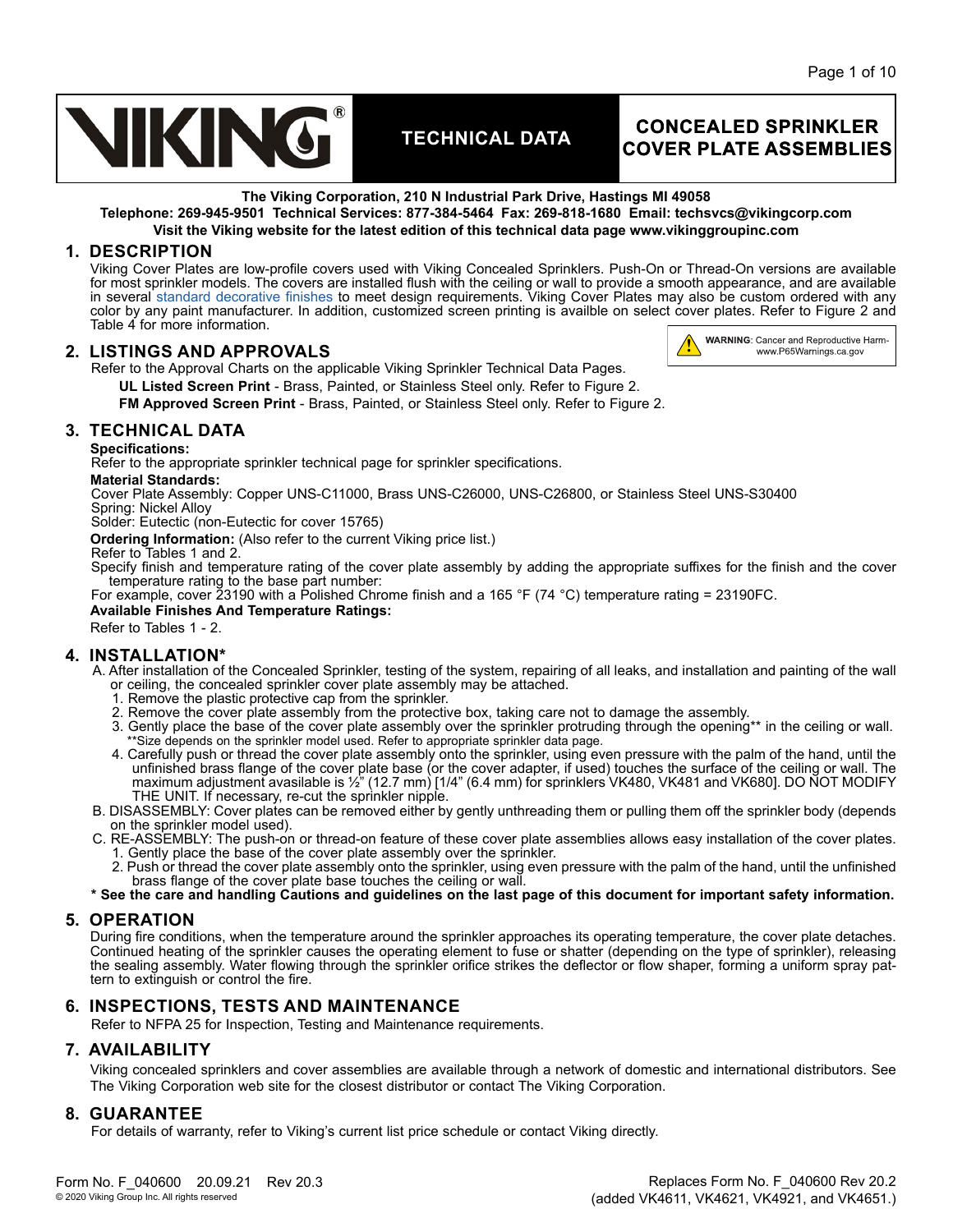# VIKING®

**TECHNICAL DATA**

**CONCEALED SPRINKLER COVER PLATE ASSEMBLIES**

**The Viking Corporation, 210 N Industrial Park Drive, Hastings MI 49058**
**Telephone: 269-945-9501 Technical Services: 877-384-5464 Fax: 269-818-1680 Email: techsvcs@vikingcorp.com**
**Visit the Viking website for the latest edition of this technical data page www.vikinggroupinc.com**

## 1. DESCRIPTION

Viking Cover Plates are low-profile covers used with Viking Concealed Sprinklers. Push-On or Thread-On versions are available for most sprinkler models. The covers are installed flush with the ceiling or wall to provide a smooth appearance, and are available in several standard decorative finishes to meet design requirements. Viking Cover Plates may also be custom ordered with any color by any paint manufacturer. In addition, customized screen printing is availble on select cover plates. Refer to Figure 2 and Table 4 for more information.

**WARNING**: Cancer and Reproductive Harm- www.P65Warnings.ca.gov

## 2. LISTINGS AND APPROVALS

Refer to the Approval Charts on the applicable Viking Sprinkler Technical Data Pages.

**UL Listed Screen Print** - Brass, Painted, or Stainless Steel only. Refer to Figure 2.

**FM Approved Screen Print** - Brass, Painted, or Stainless Steel only. Refer to Figure 2.

## 3. TECHNICAL DATA

**Specifications:**

Refer to the appropriate sprinkler technical page for sprinkler specifications.

**Material Standards:**

Cover Plate Assembly: Copper UNS-C11000, Brass UNS-C26000, UNS-C26800, or Stainless Steel UNS-S30400
Spring: Nickel Alloy
Solder: Eutectic (non-Eutectic for cover 15765)

**Ordering Information:** (Also refer to the current Viking price list.)

Refer to Tables 1 and 2.

Specify finish and temperature rating of the cover plate assembly by adding the appropriate suffixes for the finish and the cover temperature rating to the base part number:

For example, cover 23190 with a Polished Chrome finish and a 165 °F (74 °C) temperature rating = 23190FC.

**Available Finishes And Temperature Ratings:**

Refer to Tables 1 - 2.

## 4. INSTALLATION*

A. After installation of the Concealed Sprinkler, testing of the system, repairing of all leaks, and installation and painting of the wall or ceiling, the concealed sprinkler cover plate assembly may be attached.
   1. Remove the plastic protective cap from the sprinkler.
   2. Remove the cover plate assembly from the protective box, taking care not to damage the assembly.
   3. Gently place the base of the cover plate assembly over the sprinkler protruding through the opening** in the ceiling or wall.
      **Size depends on the sprinkler model used. Refer to appropriate sprinkler data page.
   4. Carefully push or thread the cover plate assembly onto the sprinkler, using even pressure with the palm of the hand, until the unfinished brass flange of the cover plate base (or the cover adapter, if used) touches the surface of the ceiling or wall. The maximum adjustment avasilable is ½" (12.7 mm) [1/4" (6.4 mm) for sprinklers VK480, VK481 and VK680]. DO NOT MODIFY THE UNIT. If necessary, re-cut the sprinkler nipple.

B. DISASSEMBLY: Cover plates can be removed either by gently unthreading them or pulling them off the sprinkler body (depends on the sprinkler model used).

C. RE-ASSEMBLY: The push-on or thread-on feature of these cover plate assemblies allows easy installation of the cover plates.
   1. Gently place the base of the cover plate assembly over the sprinkler.
   2. Push or thread the cover plate assembly onto the sprinkler, using even pressure with the palm of the hand, until the unfinished brass flange of the cover plate base touches the ceiling or wall.

**\* See the care and handling Cautions and guidelines on the last page of this document for important safety information.**

## 5. OPERATION

During fire conditions, when the temperature around the sprinkler approaches its operating temperature, the cover plate detaches. Continued heating of the sprinkler causes the operating element to fuse or shatter (depending on the type of sprinkler), releasing the sealing assembly. Water flowing through the sprinkler orifice strikes the deflector or flow shaper, forming a uniform spray pattern to extinguish or control the fire.

## 6. INSPECTIONS, TESTS AND MAINTENANCE

Refer to NFPA 25 for Inspection, Testing and Maintenance requirements.

## 7. AVAILABILITY

Viking concealed sprinklers and cover assemblies are available through a network of domestic and international distributors. See The Viking Corporation web site for the closest distributor or contact The Viking Corporation.

## 8. GUARANTEE

For details of warranty, refer to Viking's current list price schedule or contact Viking directly.

Form No. F_040600 20.09.21 Rev 20.3
© 2020 Viking Group Inc. All rights reserved

Replaces Form No. F_040600 Rev 20.2
(added VK4611, VK4621, VK4921, and VK4651.)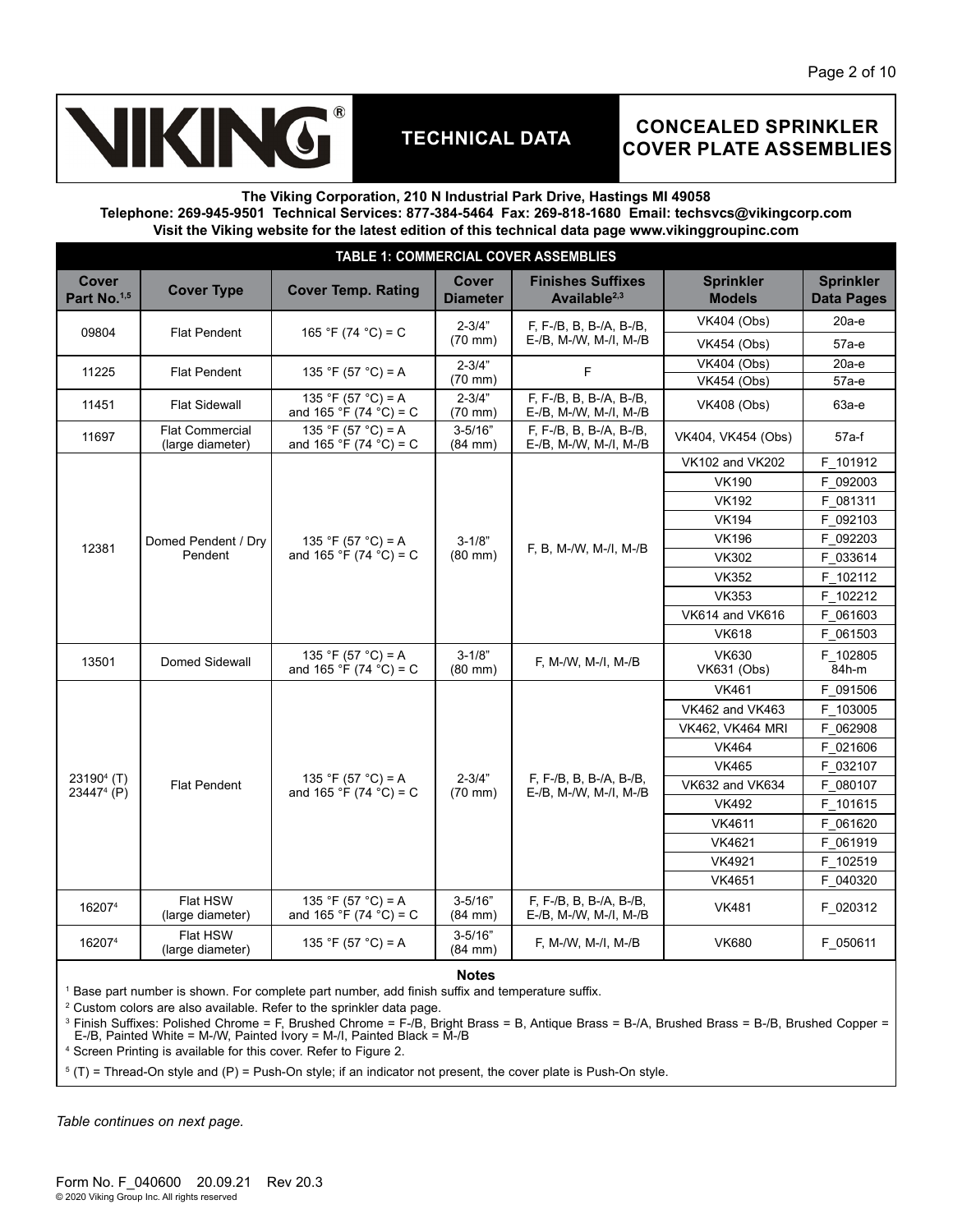# VIKING®

## TECHNICAL DATA

## CONCEALED SPRINKLER COVER PLATE ASSEMBLIES

**The Viking Corporation, 210 N Industrial Park Drive, Hastings MI 49058**
**Telephone: 269-945-9501 Technical Services: 877-384-5464 Fax: 269-818-1680 Email: techsvcs@vikingcorp.com**
**Visit the Viking website for the latest edition of this technical data page www.vikinggroupinc.com**

| TABLE 1: COMMERCIAL COVER ASSEMBLIES | | | | | | |
|---|---|---|---|---|---|---|
| **Cover Part No.[1,5]** | **Cover Type** | **Cover Temp. Rating** | **Cover Diameter** | **Finishes Suffixes Available[2,3]** | **Sprinkler Models** | **Sprinkler Data Pages** |
| 09804 | Flat Pendent | 165 °F (74 °C) = C | 2-3/4" (70 mm) | F, F-/B, B, B-/A, B-/B, E-/B, M-/W, M-/I, M-/B | VK404 (Obs) | 20a-e |
| | | | | | VK454 (Obs) | 57a-e |
| 11225 | Flat Pendent | 135 °F (57 °C) = A | 2-3/4" (70 mm) | F | VK404 (Obs) | 20a-e |
| | | | | | VK454 (Obs) | 57a-e |
| 11451 | Flat Sidewall | 135 °F (57 °C) = A and 165 °F (74 °C) = C | 2-3/4" (70 mm) | F, F-/B, B, B-/A, B-/B, E-/B, M-/W, M-/I, M-/B | VK408 (Obs) | 63a-e |
| 11697 | Flat Commercial (large diameter) | 135 °F (57 °C) = A and 165 °F (74 °C) = C | 3-5/16" (84 mm) | F, F-/B, B, B-/A, B-/B, E-/B, M-/W, M-/I, M-/B | VK404, VK454 (Obs) | 57a-f |
| 12381 | Domed Pendent / Dry Pendent | 135 °F (57 °C) = A and 165 °F (74 °C) = C | 3-1/8" (80 mm) | F, B, M-/W, M-/I, M-/B | VK102 and VK202 | F_101912 |
| | | | | | VK190 | F_092003 |
| | | | | | VK192 | F_081311 |
| | | | | | VK194 | F_092103 |
| | | | | | VK196 | F_092203 |
| | | | | | VK302 | F_033614 |
| | | | | | VK352 | F_102112 |
| | | | | | VK353 | F_102212 |
| | | | | | VK614 and VK616 | F_061603 |
| | | | | | VK618 | F_061503 |
| 13501 | Domed Sidewall | 135 °F (57 °C) = A and 165 °F (74 °C) = C | 3-1/8" (80 mm) | F, M-/W, M-/I, M-/B | VK630 VK631 (Obs) | F_102805 84h-m |
| 23190[4] (T) 23447[4] (P) | Flat Pendent | 135 °F (57 °C) = A and 165 °F (74 °C) = C | 2-3/4" (70 mm) | F, F-/B, B, B-/A, B-/B, E-/B, M-/W, M-/I, M-/B | VK461 | F_091506 |
| | | | | | VK462 and VK463 | F_103005 |
| | | | | | VK462, VK464 MRI | F_062908 |
| | | | | | VK464 | F_021606 |
| | | | | | VK465 | F_032107 |
| | | | | | VK632 and VK634 | F_080107 |
| | | | | | VK492 | F_101615 |
| | | | | | VK4611 | F_061620 |
| | | | | | VK4621 | F_061919 |
| | | | | | VK4921 | F_102519 |
| | | | | | VK4651 | F_040320 |
| 16207[4] | Flat HSW (large diameter) | 135 °F (57 °C) = A and 165 °F (74 °C) = C | 3-5/16" (84 mm) | F, F-/B, B, B-/A, B-/B, E-/B, M-/W, M-/I, M-/B | VK481 | F_020312 |
| 16207[4] | Flat HSW (large diameter) | 135 °F (57 °C) = A | 3-5/16" (84 mm) | F, M-/W, M-/I, M-/B | VK680 | F_050611 |

**Notes**

[1] Base part number is shown. For complete part number, add finish suffix and temperature suffix.

[2] Custom colors are also available. Refer to the sprinkler data page.

[3] Finish Suffixes: Polished Chrome = F, Brushed Chrome = F-/B, Bright Brass = B, Antique Brass = B-/A, Brushed Brass = B-/B, Brushed Copper = E-/B, Painted White = M-/W, Painted Ivory = M-/I, Painted Black = M-/B

[4] Screen Printing is available for this cover. Refer to Figure 2.

[5] (T) = Thread-On style and (P) = Push-On style; if an indicator not present, the cover plate is Push-On style.

*Table continues on next page.*

Form No. F_040600 20.09.21 Rev 20.3
© 2020 Viking Group Inc. All rights reserved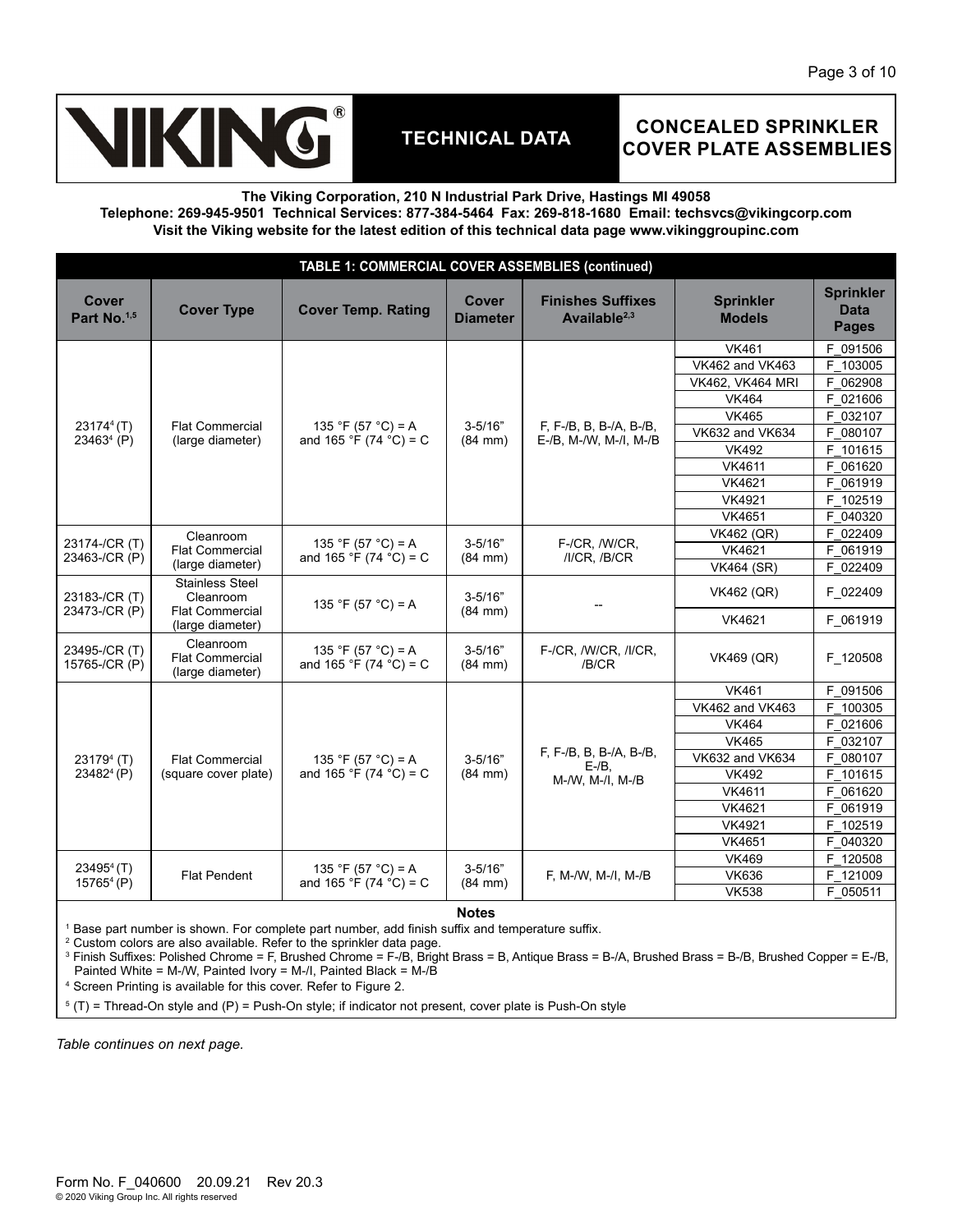**TECHNICAL DATA**

# CONCEALED SPRINKLER COVER PLATE ASSEMBLIES

**The Viking Corporation, 210 N Industrial Park Drive, Hastings MI 49058**
**Telephone: 269-945-9501 Technical Services: 877-384-5464 Fax: 269-818-1680 Email: techsvcs@vikingcorp.com**
**Visit the Viking website for the latest edition of this technical data page www.vikinggroupinc.com**

**TABLE 1: COMMERCIAL COVER ASSEMBLIES (continued)**

| Cover Part No.[1,5] | Cover Type | Cover Temp. Rating | Cover Diameter | Finishes Suffixes Available[2,3] | Sprinkler Models | Sprinkler Data Pages |
|---|---|---|---|---|---|---|
| 23174[4] (T) 23463[4] (P) | Flat Commercial (large diameter) | 135 °F (57 °C) = A and 165 °F (74 °C) = C | 3-5/16" (84 mm) | F, F-/B, B, B-/A, B-/B, E-/B, M-/W, M-/I, M-/B | VK461 | F_091506 |
| | | | | | VK462 and VK463 | F_103005 |
| | | | | | VK462, VK464 MRI | F_062908 |
| | | | | | VK464 | F_021606 |
| | | | | | VK465 | F_032107 |
| | | | | | VK632 and VK634 | F_080107 |
| | | | | | VK492 | F_101615 |
| | | | | | VK4611 | F_061620 |
| | | | | | VK4621 | F_061919 |
| | | | | | VK4921 | F_102519 |
| | | | | | VK4651 | F_040320 |
| 23174-/CR (T) 23463-/CR (P) | Cleanroom Flat Commercial (large diameter) | 135 °F (57 °C) = A and 165 °F (74 °C) = C | 3-5/16" (84 mm) | F-/CR, /W/CR, /I/CR, /B/CR | VK462 (QR) | F_022409 |
| | | | | | VK4621 | F_061919 |
| | | | | | VK464 (SR) | F_022409 |
| 23183-/CR (T) 23473-/CR (P) | Stainless Steel Cleanroom Flat Commercial (large diameter) | 135 °F (57 °C) = A | 3-5/16" (84 mm) | -- | VK462 (QR) | F_022409 |
| | | | | | VK4621 | F_061919 |
| 23495-/CR (T) 15765-/CR (P) | Cleanroom Flat Commercial (large diameter) | 135 °F (57 °C) = A and 165 °F (74 °C) = C | 3-5/16" (84 mm) | F-/CR, /W/CR, /I/CR, /B/CR | VK469 (QR) | F_120508 |
| 23179[4] (T) 23482[4] (P) | Flat Commercial (square cover plate) | 135 °F (57 °C) = A and 165 °F (74 °C) = C | 3-5/16" (84 mm) | F, F-/B, B, B-/A, B-/B, E-/B, M-/W, M-/I, M-/B | VK461 | F_091506 |
| | | | | | VK462 and VK463 | F_100305 |
| | | | | | VK464 | F_021606 |
| | | | | | VK465 | F_032107 |
| | | | | | VK632 and VK634 | F_080107 |
| | | | | | VK492 | F_101615 |
| | | | | | VK4611 | F_061620 |
| | | | | | VK4621 | F_061919 |
| | | | | | VK4921 | F_102519 |
| | | | | | VK4651 | F_040320 |
| 23495[4] (T) 15765[4] (P) | Flat Pendent | 135 °F (57 °C) = A and 165 °F (74 °C) = C | 3-5/16" (84 mm) | F, M-/W, M-/I, M-/B | VK469 | F_120508 |
| | | | | | VK636 | F_121009 |
| | | | | | VK538 | F_050511 |

**Notes**

[1] Base part number is shown. For complete part number, add finish suffix and temperature suffix.

[2] Custom colors are also available. Refer to the sprinkler data page.

[3] Finish Suffixes: Polished Chrome = F, Brushed Chrome = F-/B, Bright Brass = B, Antique Brass = B-/A, Brushed Brass = B-/B, Brushed Copper = E-/B, Painted White = M-/W, Painted Ivory = M-/I, Painted Black = M-/B

[4] Screen Printing is available for this cover. Refer to Figure 2.

[5] (T) = Thread-On style and (P) = Push-On style; if indicator not present, cover plate is Push-On style

*Table continues on next page.*

Form No. F_040600 20.09.21 Rev 20.3
© 2020 Viking Group Inc. All rights reserved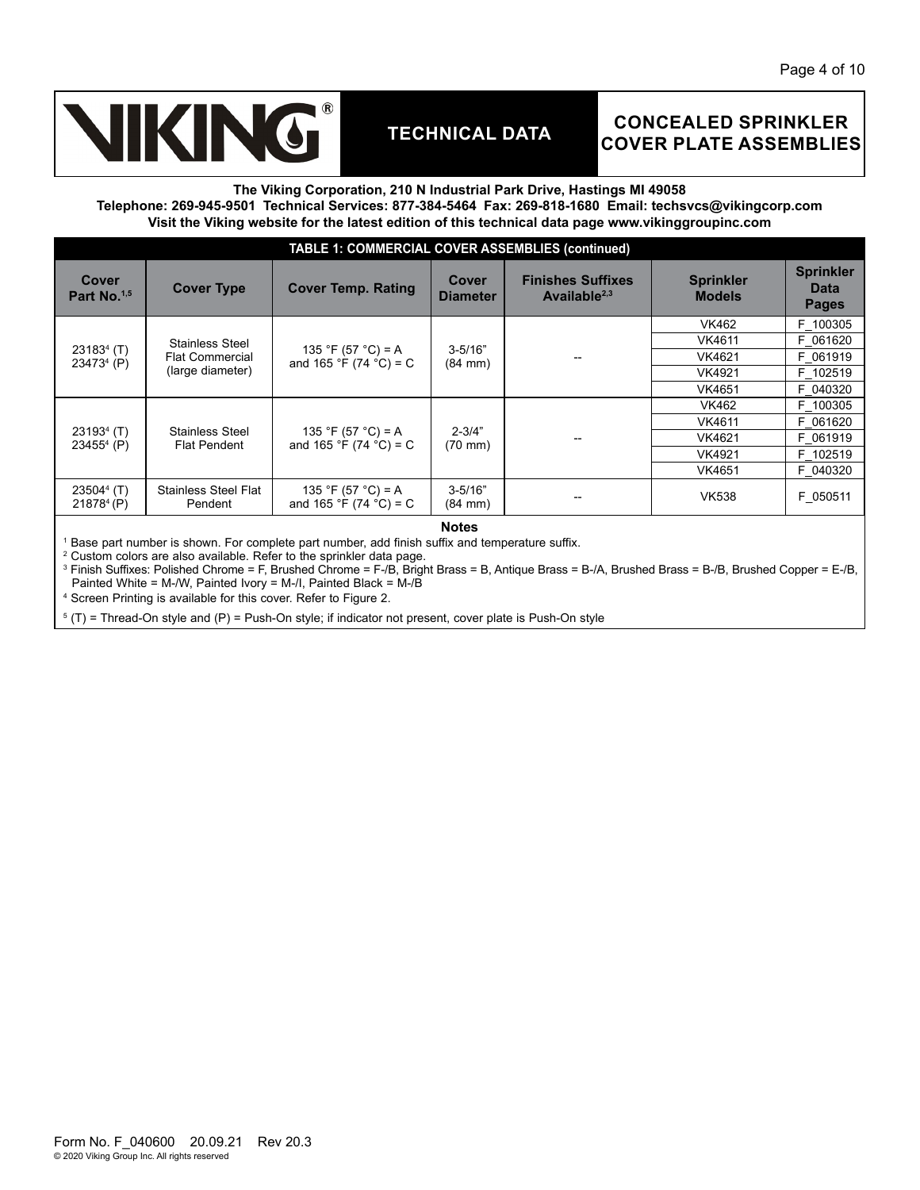# VIKING

## TECHNICAL DATA

## CONCEALED SPRINKLER COVER PLATE ASSEMBLIES

**The Viking Corporation, 210 N Industrial Park Drive, Hastings MI 49058**
**Telephone: 269-945-9501 Technical Services: 877-384-5464 Fax: 269-818-1680 Email: techsvcs@vikingcorp.com**
**Visit the Viking website for the latest edition of this technical data page www.vikinggroupinc.com**

**TABLE 1: COMMERCIAL COVER ASSEMBLIES (continued)**

| Cover Part No.[1,5] | Cover Type | Cover Temp. Rating | Cover Diameter | Finishes Suffixes Available[2,3] | Sprinkler Models | Sprinkler Data Pages |
|---|---|---|---|---|---|---|
| 23183[4] (T) 23473[4] (P) | Stainless Steel Flat Commercial (large diameter) | 135 °F (57 °C) = A and 165 °F (74 °C) = C | 3-5/16" (84 mm) | -- | VK462 | F_100305 |
| | | | | | VK4611 | F_061620 |
| | | | | | VK4621 | F_061919 |
| | | | | | VK4921 | F_102519 |
| | | | | | VK4651 | F_040320 |
| 23193[4] (T) 23455[4] (P) | Stainless Steel Flat Pendent | 135 °F (57 °C) = A and 165 °F (74 °C) = C | 2-3/4" (70 mm) | -- | VK462 | F_100305 |
| | | | | | VK4611 | F_061620 |
| | | | | | VK4621 | F_061919 |
| | | | | | VK4921 | F_102519 |
| | | | | | VK4651 | F_040320 |
| 23504[4] (T) 21878[4] (P) | Stainless Steel Flat Pendent | 135 °F (57 °C) = A and 165 °F (74 °C) = C | 3-5/16" (84 mm) | -- | VK538 | F_050511 |

**Notes**

[1] Base part number is shown. For complete part number, add finish suffix and temperature suffix.

[2] Custom colors are also available. Refer to the sprinkler data page.

[3] Finish Suffixes: Polished Chrome = F, Brushed Chrome = F-/B, Bright Brass = B, Antique Brass = B-/A, Brushed Brass = B-/B, Brushed Copper = E-/B, Painted White = M-/W, Painted Ivory = M-/I, Painted Black = M-/B

[4] Screen Printing is available for this cover. Refer to Figure 2.

[5] (T) = Thread-On style and (P) = Push-On style; if indicator not present, cover plate is Push-On style

Form No. F_040600 20.09.21 Rev 20.3
© 2020 Viking Group Inc. All rights reserved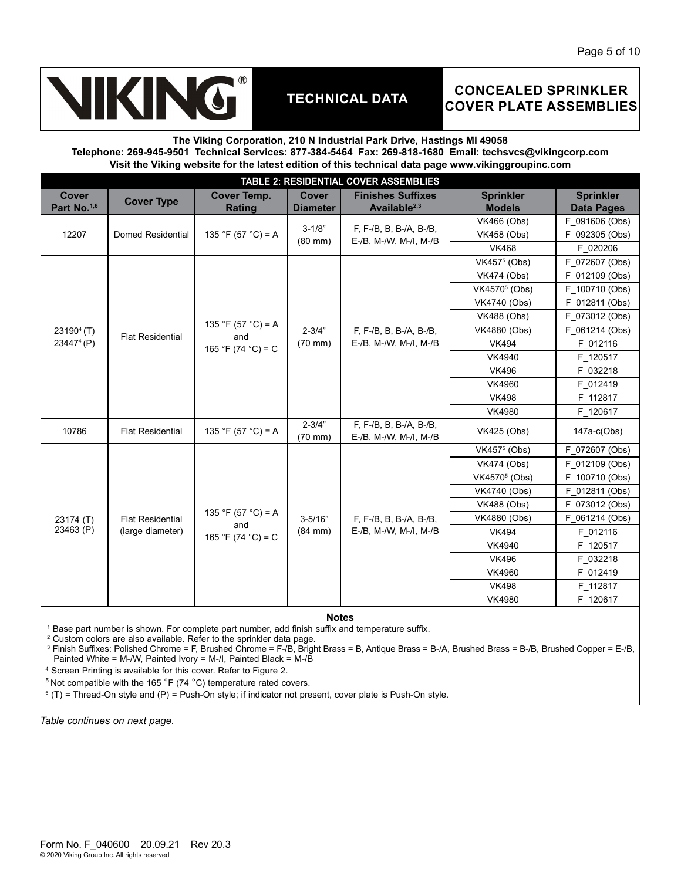# TECHNICAL DATA — CONCEALED SPRINKLER COVER PLATE ASSEMBLIES

**The Viking Corporation, 210 N Industrial Park Drive, Hastings MI 49058**
**Telephone: 269-945-9501 Technical Services: 877-384-5464 Fax: 269-818-1680 Email: techsvcs@vikingcorp.com**
**Visit the Viking website for the latest edition of this technical data page www.vikinggroupinc.com**

**TABLE 2: RESIDENTIAL COVER ASSEMBLIES**

| Cover Part No.[1,6] | Cover Type | Cover Temp. Rating | Cover Diameter | Finishes Suffixes Available[2,3] | Sprinkler Models | Sprinkler Data Pages |
|---|---|---|---|---|---|---|
| 12207 | Domed Residential | 135 °F (57 °C) = A | 3-1/8" (80 mm) | F, F-/B, B, B-/A, B-/B, E-/B, M-/W, M-/I, M-/B | VK466 (Obs) | F_091606 (Obs) |
| | | | | | VK458 (Obs) | F_092305 (Obs) |
| | | | | | VK468 | F_020206 |
| 23190[4] (T) 23447[4] (P) | Flat Residential | 135 °F (57 °C) = A and 165 °F (74 °C) = C | 2-3/4" (70 mm) | F, F-/B, B, B-/A, B-/B, E-/B, M-/W, M-/I, M-/B | VK457[5] (Obs) | F_072607 (Obs) |
| | | | | | VK474 (Obs) | F_012109 (Obs) |
| | | | | | VK4570[5] (Obs) | F_100710 (Obs) |
| | | | | | VK4740 (Obs) | F_012811 (Obs) |
| | | | | | VK488 (Obs) | F_073012 (Obs) |
| | | | | | VK4880 (Obs) | F_061214 (Obs) |
| | | | | | VK494 | F_012116 |
| | | | | | VK4940 | F_120517 |
| | | | | | VK496 | F_032218 |
| | | | | | VK4960 | F_012419 |
| | | | | | VK498 | F_112817 |
| | | | | | VK4980 | F_120617 |
| 10786 | Flat Residential | 135 °F (57 °C) = A | 2-3/4" (70 mm) | F, F-/B, B, B-/A, B-/B, E-/B, M-/W, M-/I, M-/B | VK425 (Obs) | 147a-c(Obs) |
| 23174 (T) 23463 (P) | Flat Residential (large diameter) | 135 °F (57 °C) = A and 165 °F (74 °C) = C | 3-5/16" (84 mm) | F, F-/B, B, B-/A, B-/B, E-/B, M-/W, M-/I, M-/B | VK457[5] (Obs) | F_072607 (Obs) |
| | | | | | VK474 (Obs) | F_012109 (Obs) |
| | | | | | VK4570[5] (Obs) | F_100710 (Obs) |
| | | | | | VK4740 (Obs) | F_012811 (Obs) |
| | | | | | VK488 (Obs) | F_073012 (Obs) |
| | | | | | VK4880 (Obs) | F_061214 (Obs) |
| | | | | | VK494 | F_012116 |
| | | | | | VK4940 | F_120517 |
| | | | | | VK496 | F_032218 |
| | | | | | VK4960 | F_012419 |
| | | | | | VK498 | F_112817 |
| | | | | | VK4980 | F_120617 |

**Notes**

[1] Base part number is shown. For complete part number, add finish suffix and temperature suffix.

[2] Custom colors are also available. Refer to the sprinkler data page.

[3] Finish Suffixes: Polished Chrome = F, Brushed Chrome = F-/B, Bright Brass = B, Antique Brass = B-/A, Brushed Brass = B-/B, Brushed Copper = E-/B, Painted White = M-/W, Painted Ivory = M-/I, Painted Black = M-/B

[4] Screen Printing is available for this cover. Refer to Figure 2.

[5] Not compatible with the 165 °F (74 °C) temperature rated covers.

[6] (T) = Thread-On style and (P) = Push-On style; if indicator not present, cover plate is Push-On style.

*Table continues on next page.*

Form No. F_040600 20.09.21 Rev 20.3
© 2020 Viking Group Inc. All rights reserved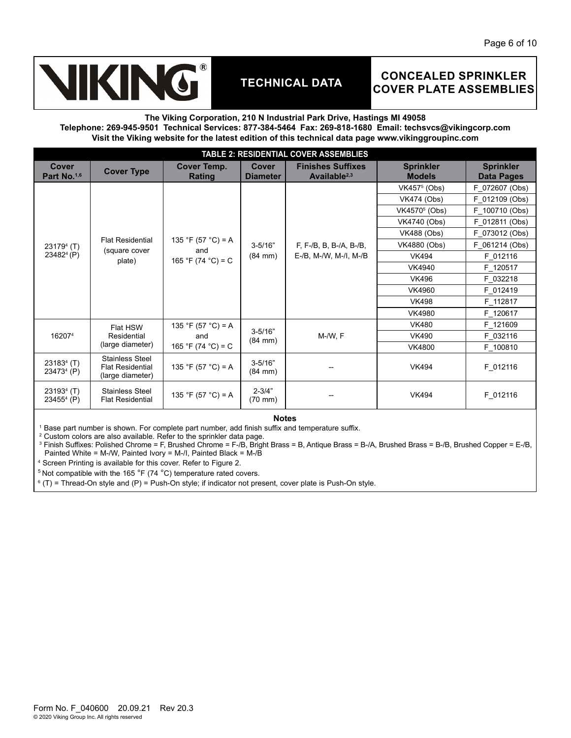**VIKING®** | **TECHNICAL DATA** | **CONCEALED SPRINKLER COVER PLATE ASSEMBLIES**

**The Viking Corporation, 210 N Industrial Park Drive, Hastings MI 49058**
**Telephone: 269-945-9501 Technical Services: 877-384-5464 Fax: 269-818-1680 Email: techsvcs@vikingcorp.com**
**Visit the Viking website for the latest edition of this technical data page www.vikinggroupinc.com**

**TABLE 2: RESIDENTIAL COVER ASSEMBLIES**

| Cover Part No.[1,6] | Cover Type | Cover Temp. Rating | Cover Diameter | Finishes Suffixes Available[2,3] | Sprinkler Models | Sprinkler Data Pages |
|---|---|---|---|---|---|---|
| 23179[4] (T) 23482[4] (P) | Flat Residential (square cover plate) | 135 °F (57 °C) = A and 165 °F (74 °C) = C | 3-5/16" (84 mm) | F, F-/B, B, B-/A, B-/B, E-/B, M-/W, M-/I, M-/B | VK457[5] (Obs) | F_072607 (Obs) |
| | | | | | VK474 (Obs) | F_012109 (Obs) |
| | | | | | VK4570[5] (Obs) | F_100710 (Obs) |
| | | | | | VK4740 (Obs) | F_012811 (Obs) |
| | | | | | VK488 (Obs) | F_073012 (Obs) |
| | | | | | VK4880 (Obs) | F_061214 (Obs) |
| | | | | | VK494 | F_012116 |
| | | | | | VK4940 | F_120517 |
| | | | | | VK496 | F_032218 |
| | | | | | VK4960 | F_012419 |
| | | | | | VK498 | F_112817 |
| | | | | | VK4980 | F_120617 |
| 16207[4] | Flat HSW Residential (large diameter) | 135 °F (57 °C) = A and 165 °F (74 °C) = C | 3-5/16" (84 mm) | M-/W, F | VK480 | F_121609 |
| | | | | | VK490 | F_032116 |
| | | | | | VK4800 | F_100810 |
| 23183[4] (T) 23473[4] (P) | Stainless Steel Flat Residential (large diameter) | 135 °F (57 °C) = A | 3-5/16" (84 mm) | -- | VK494 | F_012116 |
| 23193[4] (T) 23455[4] (P) | Stainless Steel Flat Residential | 135 °F (57 °C) = A | 2-3/4" (70 mm) | -- | VK494 | F_012116 |

**Notes**

[1] Base part number is shown. For complete part number, add finish suffix and temperature suffix.

[2] Custom colors are also available. Refer to the sprinkler data page.

[3] Finish Suffixes: Polished Chrome = F, Brushed Chrome = F-/B, Bright Brass = B, Antique Brass = B-/A, Brushed Brass = B-/B, Brushed Copper = E-/B, Painted White = M-/W, Painted Ivory = M-/I, Painted Black = M-/B

[4] Screen Printing is available for this cover. Refer to Figure 2.

[5] Not compatible with the 165 °F (74 °C) temperature rated covers.

[6] (T) = Thread-On style and (P) = Push-On style; if indicator not present, cover plate is Push-On style.

Form No. F_040600 20.09.21 Rev 20.3
© 2020 Viking Group Inc. All rights reserved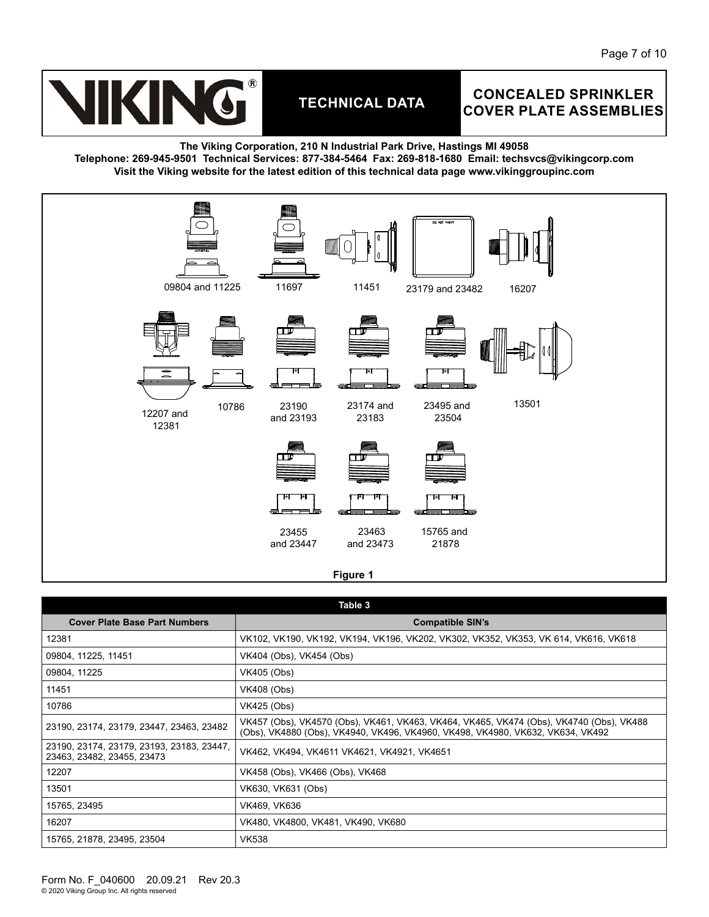# TECHNICAL DATA

# CONCEALED SPRINKLER COVER PLATE ASSEMBLIES

**The Viking Corporation, 210 N Industrial Park Drive, Hastings MI 49058**
**Telephone: 269-945-9501 Technical Services: 877-384-5464 Fax: 269-818-1680 Email: techsvcs@vikingcorp.com**
**Visit the Viking website for the latest edition of this technical data page www.vikinggroupinc.com**

09804 and 11225 | 11697 | 11451 | 23179 and 23482 | 16207

12207 and 12381 | 10786 | 23190 and 23193 | 23174 and 23183 | 23495 and 23504 | 13501

23455 and 23447 | 23463 and 23473 | 15765 and 21878

**Figure 1**

| Table 3 | |
|---|---|
| **Cover Plate Base Part Numbers** | **Compatible SIN's** |
| 12381 | VK102, VK190, VK192, VK194, VK196, VK202, VK302, VK352, VK353, VK 614, VK616, VK618 |
| 09804, 11225, 11451 | VK404 (Obs), VK454 (Obs) |
| 09804, 11225 | VK405 (Obs) |
| 11451 | VK408 (Obs) |
| 10786 | VK425 (Obs) |
| 23190, 23174, 23179, 23447, 23463, 23482 | VK457 (Obs), VK4570 (Obs), VK461, VK463, VK464, VK465, VK474 (Obs), VK4740 (Obs), VK488 (Obs), VK4880 (Obs), VK4940, VK496, VK4960, VK498, VK4980, VK632, VK634, VK492 |
| 23190, 23174, 23179, 23193, 23183, 23447, 23463, 23482, 23455, 23473 | VK462, VK494, VK4611 VK4621, VK4921, VK4651 |
| 12207 | VK458 (Obs), VK466 (Obs), VK468 |
| 13501 | VK630, VK631 (Obs) |
| 15765, 23495 | VK469, VK636 |
| 16207 | VK480, VK4800, VK481, VK490, VK680 |
| 15765, 21878, 23495, 23504 | VK538 |

Form No. F_040600 20.09.21 Rev 20.3
© 2020 Viking Group Inc. All rights reserved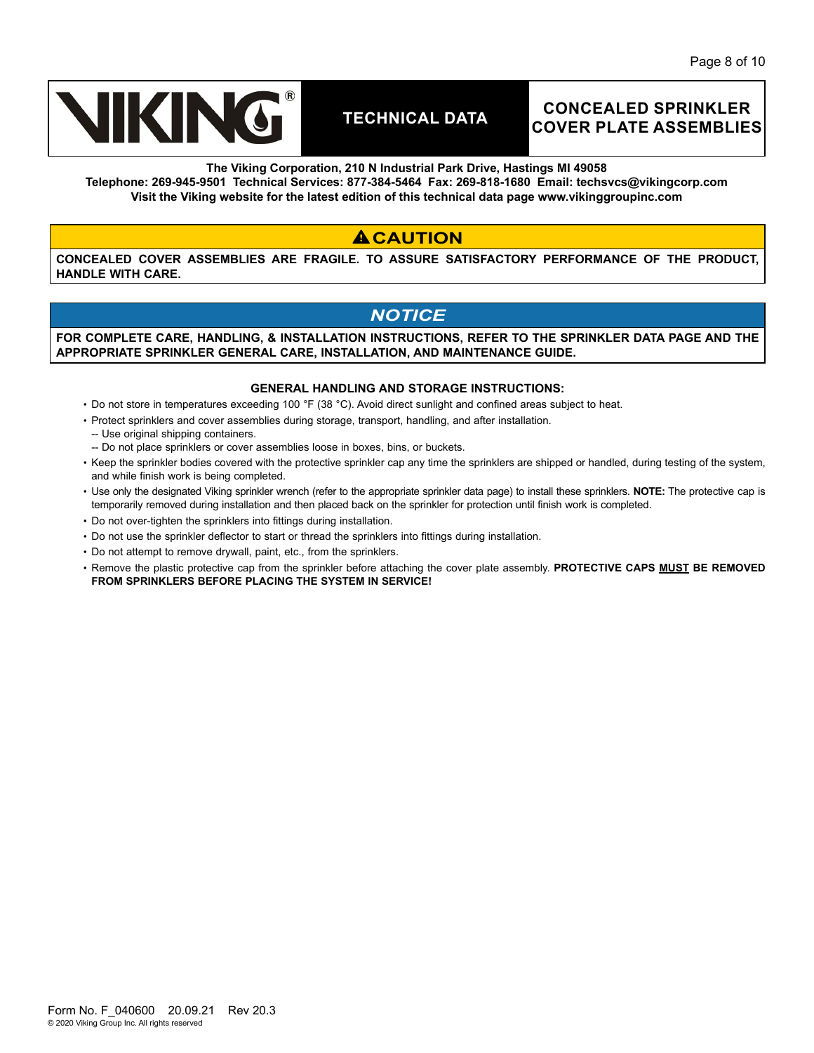**CAUTION**

**CONCEALED COVER ASSEMBLIES ARE FRAGILE. TO ASSURE SATISFACTORY PERFORMANCE OF THE PRODUCT, HANDLE WITH CARE.**

***NOTICE***

**FOR COMPLETE CARE, HANDLING, & INSTALLATION INSTRUCTIONS, REFER TO THE SPRINKLER DATA PAGE AND THE APPROPRIATE SPRINKLER GENERAL CARE, INSTALLATION, AND MAINTENANCE GUIDE.**

### GENERAL HANDLING AND STORAGE INSTRUCTIONS:

- Do not store in temperatures exceeding 100 °F (38 °C). Avoid direct sunlight and confined areas subject to heat.
- Protect sprinklers and cover assemblies during storage, transport, handling, and after installation.
  - -- Use original shipping containers.
  - -- Do not place sprinklers or cover assemblies loose in boxes, bins, or buckets.
- Keep the sprinkler bodies covered with the protective sprinkler cap any time the sprinklers are shipped or handled, during testing of the system, and while finish work is being completed.
- Use only the designated Viking sprinkler wrench (refer to the appropriate sprinkler data page) to install these sprinklers. **NOTE:** The protective cap is temporarily removed during installation and then placed back on the sprinkler for protection until finish work is completed.
- Do not over-tighten the sprinklers into fittings during installation.
- Do not use the sprinkler deflector to start or thread the sprinklers into fittings during installation.
- Do not attempt to remove drywall, paint, etc., from the sprinklers.
- Remove the plastic protective cap from the sprinkler before attaching the cover plate assembly. **PROTECTIVE CAPS MUST BE REMOVED FROM SPRINKLERS BEFORE PLACING THE SYSTEM IN SERVICE!**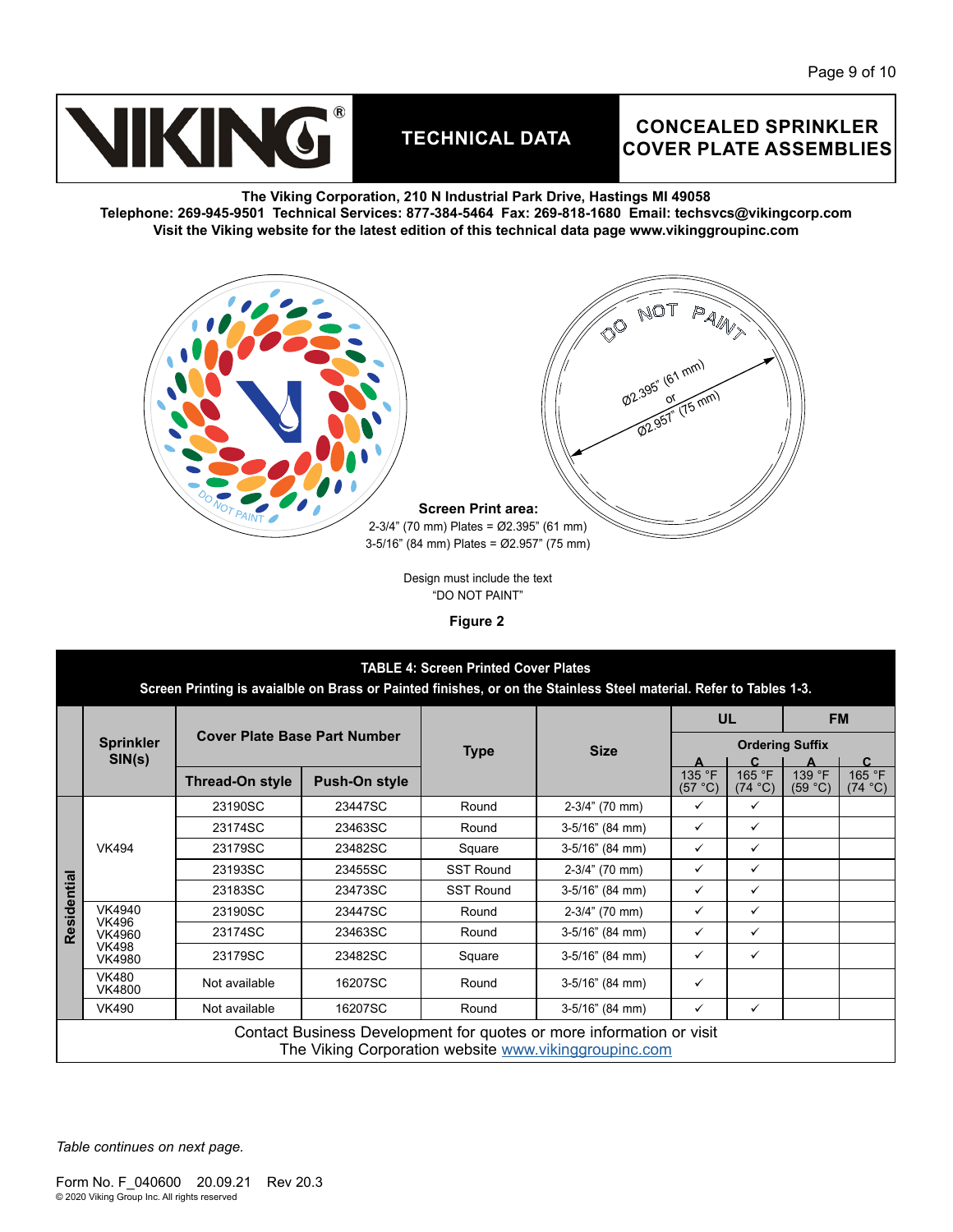VIKING®

**TECHNICAL DATA**

**CONCEALED SPRINKLER COVER PLATE ASSEMBLIES**

**The Viking Corporation, 210 N Industrial Park Drive, Hastings MI 49058**
**Telephone: 269-945-9501 Technical Services: 877-384-5464 Fax: 269-818-1680 Email: techsvcs@vikingcorp.com**
**Visit the Viking website for the latest edition of this technical data page www.vikinggroupinc.com**

DO NOT PAINT

DO NOT PAINT

Ø2.395" (61 mm)
or
Ø2.957" (75 mm)

**Screen Print area:**
2-3/4" (70 mm) Plates = Ø2.395" (61 mm)
3-5/16" (84 mm) Plates = Ø2.957" (75 mm)

Design must include the text "DO NOT PAINT"

**Figure 2**

**TABLE 4: Screen Printed Cover Plates**
**Screen Printing is avaialble on Brass or Painted finishes, or on the Stainless Steel material. Refer to Tables 1-3.**

| | Sprinkler SIN(s) | Cover Plate Base Part Number | | Type | Size | UL | | FM | |
|---|---|---|---|---|---|---|---|---|---|
| | | | | | | Ordering Suffix | | | |
| | | Thread-On style | Push-On style | | | A 135 °F (57 °C) | C 165 °F (74 °C) | A 139 °F (59 °C) | C 165 °F (74 °C) |
| Residential | VK494 | 23190SC | 23447SC | Round | 2-3/4" (70 mm) | ✓ | ✓ | | |
| | | 23174SC | 23463SC | Round | 3-5/16" (84 mm) | ✓ | ✓ | | |
| | | 23179SC | 23482SC | Square | 3-5/16" (84 mm) | ✓ | ✓ | | |
| | | 23193SC | 23455SC | SST Round | 2-3/4" (70 mm) | ✓ | ✓ | | |
| | | 23183SC | 23473SC | SST Round | 3-5/16" (84 mm) | ✓ | ✓ | | |
| | VK4940 VK496 VK4960 VK498 VK4980 | 23190SC | 23447SC | Round | 2-3/4" (70 mm) | ✓ | ✓ | | |
| | | 23174SC | 23463SC | Round | 3-5/16" (84 mm) | ✓ | ✓ | | |
| | | 23179SC | 23482SC | Square | 3-5/16" (84 mm) | ✓ | ✓ | | |
| | VK480 VK4800 | Not available | 16207SC | Round | 3-5/16" (84 mm) | ✓ | | | |
| | VK490 | Not available | 16207SC | Round | 3-5/16" (84 mm) | ✓ | ✓ | | |

Contact Business Development for quotes or more information or visit The Viking Corporation website www.vikinggroupinc.com

*Table continues on next page.*

Form No. F_040600 20.09.21 Rev 20.3
© 2020 Viking Group Inc. All rights reserved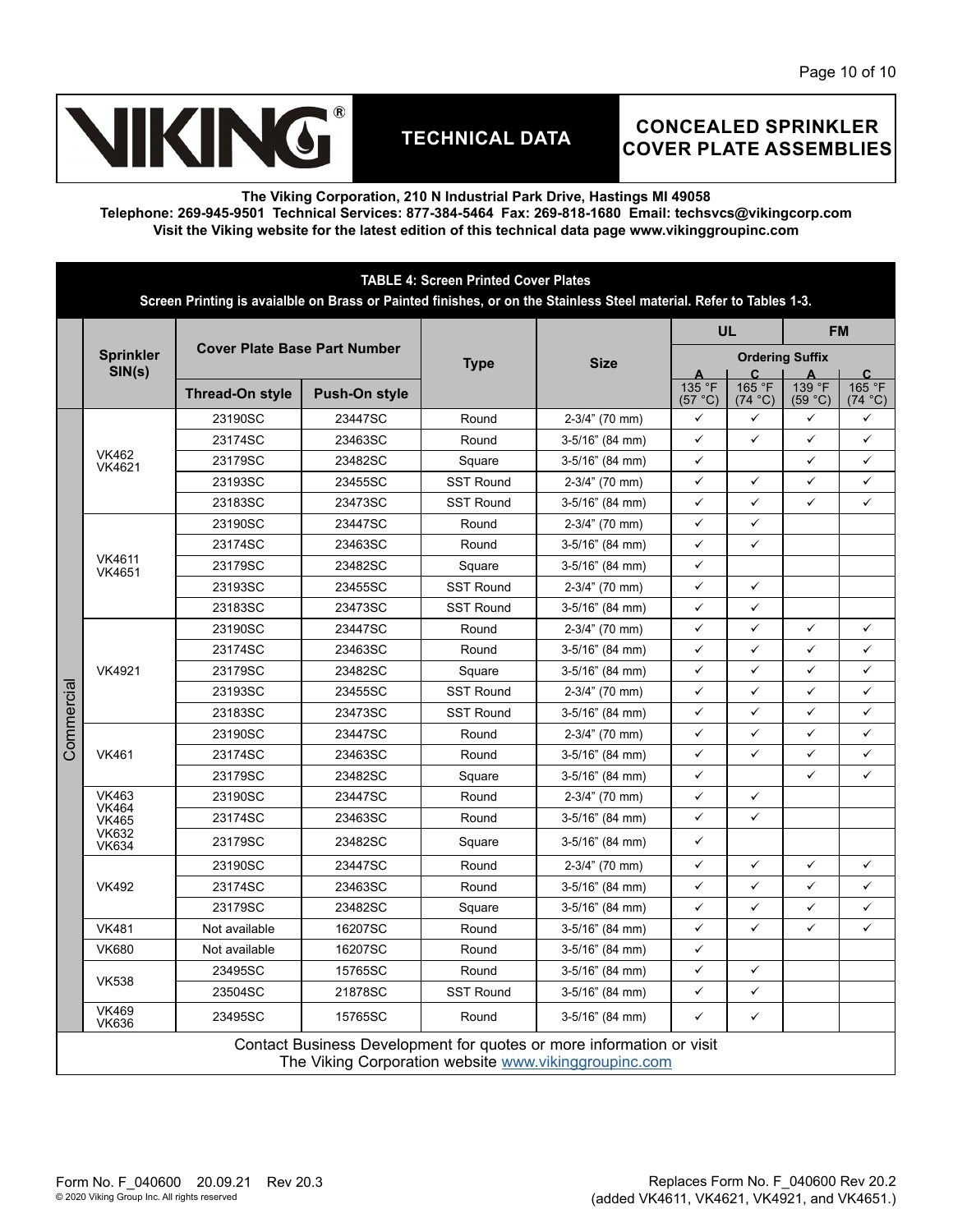**TECHNICAL DATA**

**CONCEALED SPRINKLER COVER PLATE ASSEMBLIES**

**The Viking Corporation, 210 N Industrial Park Drive, Hastings MI 49058**
**Telephone: 269-945-9501 Technical Services: 877-384-5464 Fax: 269-818-1680 Email: techsvcs@vikingcorp.com**
**Visit the Viking website for the latest edition of this technical data page www.vikinggroupinc.com**

**TABLE 4: Screen Printed Cover Plates**
**Screen Printing is avaialble on Brass or Painted finishes, or on the Stainless Steel material. Refer to Tables 1-3.**

| | Sprinkler SIN(s) | Cover Plate Base Part Number | | Type | Size | UL | | FM | |
|---|---|---|---|---|---|---|---|---|---|
| | | | | | | Ordering Suffix | | | |
| | | Thread-On style | Push-On style | | | A 135 °F (57 °C) | C 165 °F (74 °C) | A 139 °F (59 °C) | C 165 °F (74 °C) |
| Commercial | VK462 VK4621 | 23190SC | 23447SC | Round | 2-3/4" (70 mm) | ✓ | ✓ | ✓ | ✓ |
| | | 23174SC | 23463SC | Round | 3-5/16" (84 mm) | ✓ | ✓ | ✓ | ✓ |
| | | 23179SC | 23482SC | Square | 3-5/16" (84 mm) | ✓ | | ✓ | ✓ |
| | | 23193SC | 23455SC | SST Round | 2-3/4" (70 mm) | ✓ | ✓ | ✓ | ✓ |
| | | 23183SC | 23473SC | SST Round | 3-5/16" (84 mm) | ✓ | ✓ | ✓ | ✓ |
| | VK4611 VK4651 | 23190SC | 23447SC | Round | 2-3/4" (70 mm) | ✓ | ✓ | | |
| | | 23174SC | 23463SC | Round | 3-5/16" (84 mm) | ✓ | ✓ | | |
| | | 23179SC | 23482SC | Square | 3-5/16" (84 mm) | ✓ | | | |
| | | 23193SC | 23455SC | SST Round | 2-3/4" (70 mm) | ✓ | ✓ | | |
| | | 23183SC | 23473SC | SST Round | 3-5/16" (84 mm) | ✓ | ✓ | | |
| | VK4921 | 23190SC | 23447SC | Round | 2-3/4" (70 mm) | ✓ | ✓ | ✓ | ✓ |
| | | 23174SC | 23463SC | Round | 3-5/16" (84 mm) | ✓ | ✓ | ✓ | ✓ |
| | | 23179SC | 23482SC | Square | 3-5/16" (84 mm) | ✓ | ✓ | ✓ | ✓ |
| | | 23193SC | 23455SC | SST Round | 2-3/4" (70 mm) | ✓ | ✓ | ✓ | ✓ |
| | | 23183SC | 23473SC | SST Round | 3-5/16" (84 mm) | ✓ | ✓ | ✓ | ✓ |
| | VK461 | 23190SC | 23447SC | Round | 2-3/4" (70 mm) | ✓ | ✓ | ✓ | ✓ |
| | | 23174SC | 23463SC | Round | 3-5/16" (84 mm) | ✓ | ✓ | ✓ | ✓ |
| | | 23179SC | 23482SC | Square | 3-5/16" (84 mm) | ✓ | | ✓ | ✓ |
| | VK463 VK464 VK465 VK632 VK634 | 23190SC | 23447SC | Round | 2-3/4" (70 mm) | ✓ | ✓ | | |
| | | 23174SC | 23463SC | Round | 3-5/16" (84 mm) | ✓ | ✓ | | |
| | | 23179SC | 23482SC | Square | 3-5/16" (84 mm) | ✓ | | | |
| | VK492 | 23190SC | 23447SC | Round | 2-3/4" (70 mm) | ✓ | ✓ | ✓ | ✓ |
| | | 23174SC | 23463SC | Round | 3-5/16" (84 mm) | ✓ | ✓ | ✓ | ✓ |
| | | 23179SC | 23482SC | Square | 3-5/16" (84 mm) | ✓ | ✓ | ✓ | ✓ |
| | VK481 | Not available | 16207SC | Round | 3-5/16" (84 mm) | ✓ | ✓ | ✓ | ✓ |
| | VK680 | Not available | 16207SC | Round | 3-5/16" (84 mm) | ✓ | | | |
| | VK538 | 23495SC | 15765SC | Round | 3-5/16" (84 mm) | ✓ | ✓ | | |
| | | 23504SC | 21878SC | SST Round | 3-5/16" (84 mm) | ✓ | ✓ | | |
| | VK469 VK636 | 23495SC | 15765SC | Round | 3-5/16" (84 mm) | ✓ | ✓ | | |

Contact Business Development for quotes or more information or visit
The Viking Corporation website www.vikinggroupinc.com

Form No. F_040600 20.09.21 Rev 20.3
© 2020 Viking Group Inc. All rights reserved

Replaces Form No. F_040600 Rev 20.2
(added VK4611, VK4621, VK4921, and VK4651.)